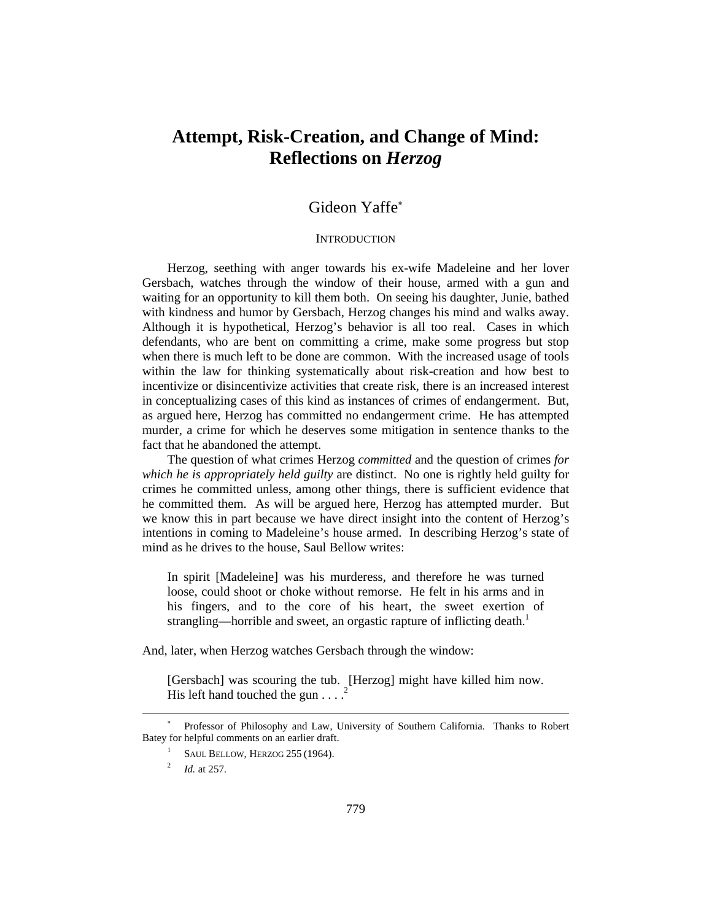# Attempt, Risk-Creation, and Change of Mind: Reflections on *Herzog*

Gideon Yaffe*

## INTRODUCTION

Herzog, seething with anger towards his ex-wife Madeleine and her lover Gersbach, watches through the window of their house, armed with a gun and waiting for an opportunity to kill them both. On seeing his daughter, Junie, bathed with kindness and humor by Gersbach, Herzog changes his mind and walks away. Although it is hypothetical, Herzog's behavior is all too real. Cases in which defendants, who are bent on committing a crime, make some progress but stop when there is much left to be done are common. With the increased usage of tools within the law for thinking systematically about risk-creation and how best to incentivize or disincentivize activities that create risk, there is an increased interest in conceptualizing cases of this kind as instances of crimes of endangerment. But, as argued here, Herzog has committed no endangerment crime. He has attempted murder, a crime for which he deserves some mitigation in sentence thanks to the fact that he abandoned the attempt.

The question of what crimes Herzog *committed* and the question of crimes *for which he is appropriately held guilty* are distinct. No one is rightly held guilty for crimes he committed unless, among other things, there is sufficient evidence that he committed them. As will be argued here, Herzog has attempted murder. But we know this in part because we have direct insight into the content of Herzog's intentions in coming to Madeleine's house armed. In describing Herzog's state of mind as he drives to the house, Saul Bellow writes:

> In spirit [Madeleine] was his murderess, and therefore he was turned loose, could shoot or choke without remorse. He felt in his arms and in his fingers, and to the core of his heart, the sweet exertion of strangling—horrible and sweet, an orgastic rapture of inflicting death.[1]

And, later, when Herzog watches Gersbach through the window:

> [Gersbach] was scouring the tub. [Herzog] might have killed him now. His left hand touched the gun . . . .[2]

---

\* Professor of Philosophy and Law, University of Southern California. Thanks to Robert Batey for helpful comments on an earlier draft.

[1] SAUL BELLOW, HERZOG 255 (1964).

[2] *Id.* at 257.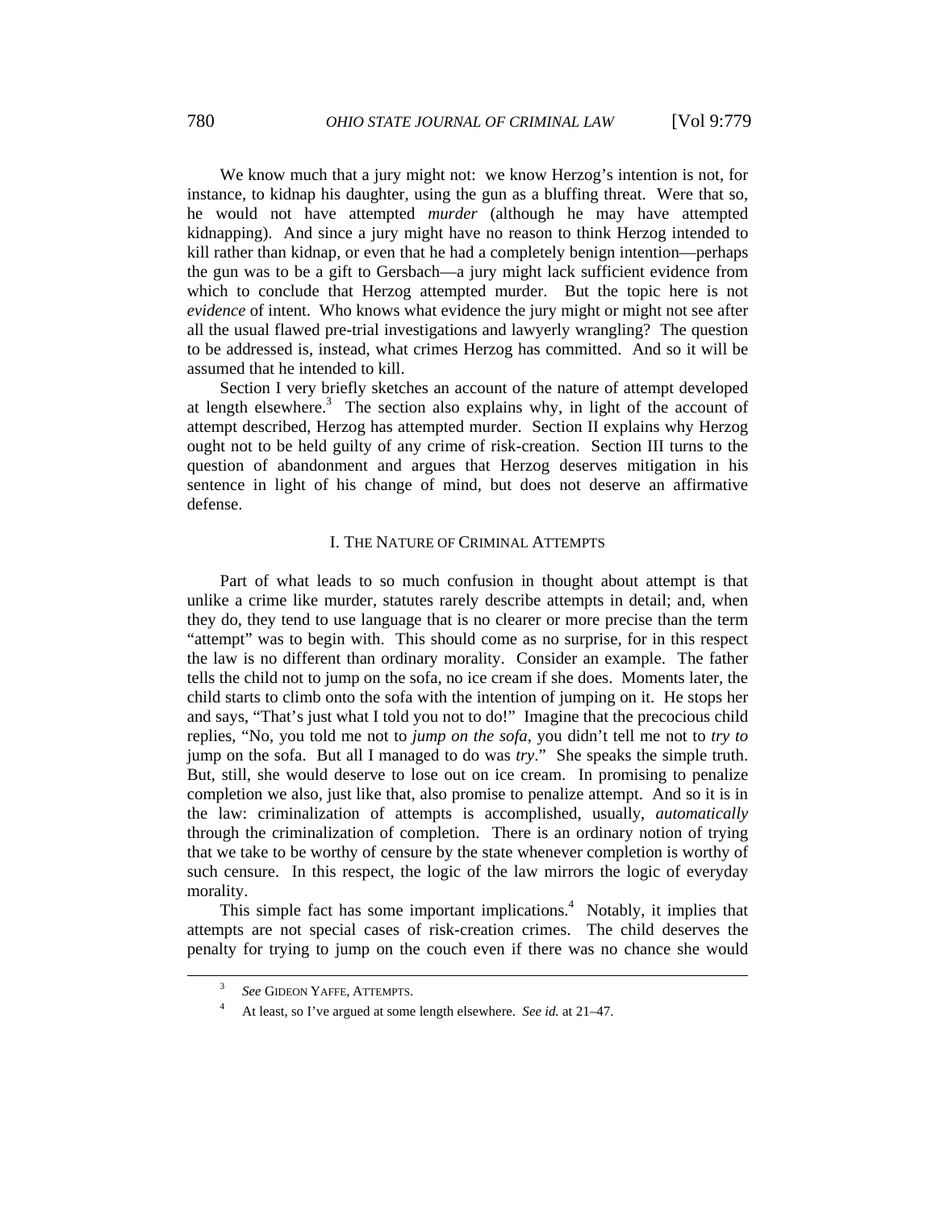We know much that a jury might not: we know Herzog's intention is not, for instance, to kidnap his daughter, using the gun as a bluffing threat. Were that so, he would not have attempted *murder* (although he may have attempted kidnapping). And since a jury might have no reason to think Herzog intended to kill rather than kidnap, or even that he had a completely benign intention—perhaps the gun was to be a gift to Gersbach—a jury might lack sufficient evidence from which to conclude that Herzog attempted murder. But the topic here is not *evidence* of intent. Who knows what evidence the jury might or might not see after all the usual flawed pre-trial investigations and lawyerly wrangling? The question to be addressed is, instead, what crimes Herzog has committed. And so it will be assumed that he intended to kill.

Section I very briefly sketches an account of the nature of attempt developed at length elsewhere.[3] The section also explains why, in light of the account of attempt described, Herzog has attempted murder. Section II explains why Herzog ought not to be held guilty of any crime of risk-creation. Section III turns to the question of abandonment and argues that Herzog deserves mitigation in his sentence in light of his change of mind, but does not deserve an affirmative defense.

## I. The Nature of Criminal Attempts

Part of what leads to so much confusion in thought about attempt is that unlike a crime like murder, statutes rarely describe attempts in detail; and, when they do, they tend to use language that is no clearer or more precise than the term "attempt" was to begin with. This should come as no surprise, for in this respect the law is no different than ordinary morality. Consider an example. The father tells the child not to jump on the sofa, no ice cream if she does. Moments later, the child starts to climb onto the sofa with the intention of jumping on it. He stops her and says, "That's just what I told you not to do!" Imagine that the precocious child replies, "No, you told me not to *jump on the sofa*, you didn't tell me not to *try to* jump on the sofa. But all I managed to do was *try*." She speaks the simple truth. But, still, she would deserve to lose out on ice cream. In promising to penalize completion we also, just like that, also promise to penalize attempt. And so it is in the law: criminalization of attempts is accomplished, usually, *automatically* through the criminalization of completion. There is an ordinary notion of trying that we take to be worthy of censure by the state whenever completion is worthy of such censure. In this respect, the logic of the law mirrors the logic of everyday morality.

This simple fact has some important implications.[4] Notably, it implies that attempts are not special cases of risk-creation crimes. The child deserves the penalty for trying to jump on the couch even if there was no chance she would

---

[3] *See* Gideon Yaffe, Attempts.

[4] At least, so I've argued at some length elsewhere. *See id.* at 21–47.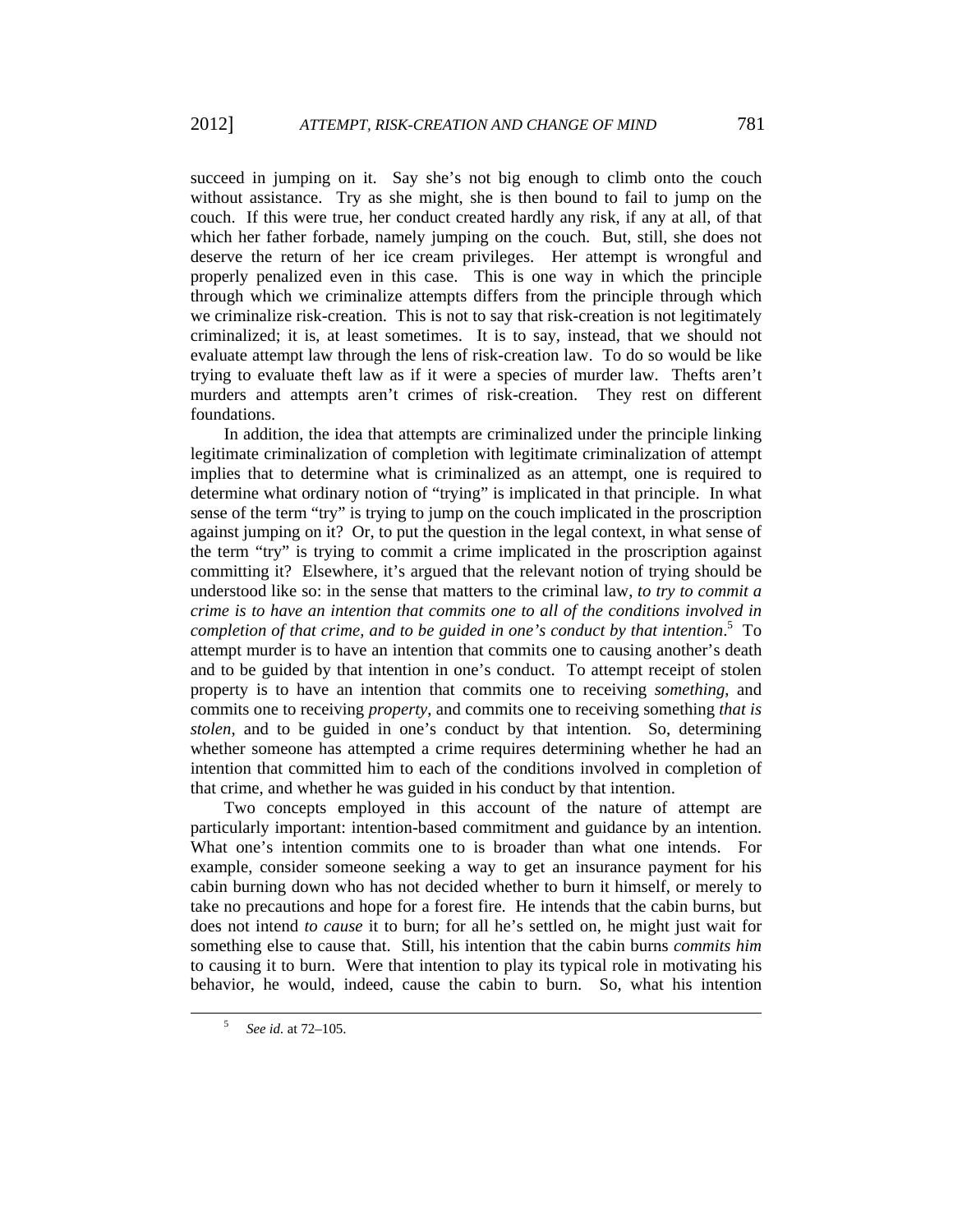succeed in jumping on it. Say she's not big enough to climb onto the couch without assistance. Try as she might, she is then bound to fail to jump on the couch. If this were true, her conduct created hardly any risk, if any at all, of that which her father forbade, namely jumping on the couch. But, still, she does not deserve the return of her ice cream privileges. Her attempt is wrongful and properly penalized even in this case. This is one way in which the principle through which we criminalize attempts differs from the principle through which we criminalize risk-creation. This is not to say that risk-creation is not legitimately criminalized; it is, at least sometimes. It is to say, instead, that we should not evaluate attempt law through the lens of risk-creation law. To do so would be like trying to evaluate theft law as if it were a species of murder law. Thefts aren't murders and attempts aren't crimes of risk-creation. They rest on different foundations.

In addition, the idea that attempts are criminalized under the principle linking legitimate criminalization of completion with legitimate criminalization of attempt implies that to determine what is criminalized as an attempt, one is required to determine what ordinary notion of "trying" is implicated in that principle. In what sense of the term "try" is trying to jump on the couch implicated in the proscription against jumping on it? Or, to put the question in the legal context, in what sense of the term "try" is trying to commit a crime implicated in the proscription against committing it? Elsewhere, it's argued that the relevant notion of trying should be understood like so: in the sense that matters to the criminal law, *to try to commit a crime is to have an intention that commits one to all of the conditions involved in completion of that crime, and to be guided in one's conduct by that intention*.[5] To attempt murder is to have an intention that commits one to causing another's death and to be guided by that intention in one's conduct. To attempt receipt of stolen property is to have an intention that commits one to receiving *something*, and commits one to receiving *property*, and commits one to receiving something *that is stolen*, and to be guided in one's conduct by that intention. So, determining whether someone has attempted a crime requires determining whether he had an intention that committed him to each of the conditions involved in completion of that crime, and whether he was guided in his conduct by that intention.

Two concepts employed in this account of the nature of attempt are particularly important: intention-based commitment and guidance by an intention. What one's intention commits one to is broader than what one intends. For example, consider someone seeking a way to get an insurance payment for his cabin burning down who has not decided whether to burn it himself, or merely to take no precautions and hope for a forest fire. He intends that the cabin burns, but does not intend *to cause* it to burn; for all he's settled on, he might just wait for something else to cause that. Still, his intention that the cabin burns *commits him* to causing it to burn. Were that intention to play its typical role in motivating his behavior, he would, indeed, cause the cabin to burn. So, what his intention

---

[5] *See id.* at 72–105.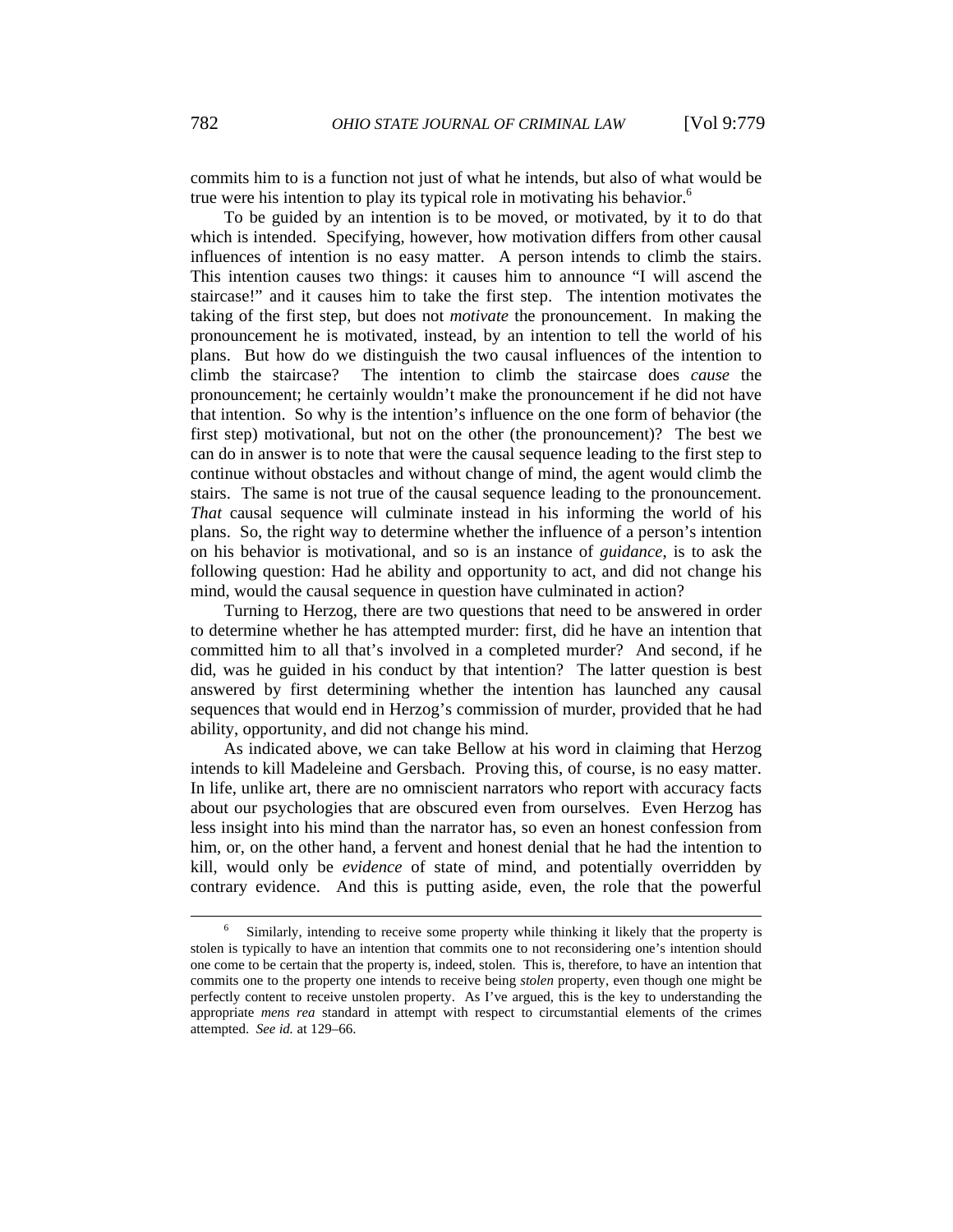commits him to is a function not just of what he intends, but also of what would be true were his intention to play its typical role in motivating his behavior.[6]

To be guided by an intention is to be moved, or motivated, by it to do that which is intended. Specifying, however, how motivation differs from other causal influences of intention is no easy matter. A person intends to climb the stairs. This intention causes two things: it causes him to announce "I will ascend the staircase!" and it causes him to take the first step. The intention motivates the taking of the first step, but does not *motivate* the pronouncement. In making the pronouncement he is motivated, instead, by an intention to tell the world of his plans. But how do we distinguish the two causal influences of the intention to climb the staircase? The intention to climb the staircase does *cause* the pronouncement; he certainly wouldn't make the pronouncement if he did not have that intention. So why is the intention's influence on the one form of behavior (the first step) motivational, but not on the other (the pronouncement)? The best we can do in answer is to note that were the causal sequence leading to the first step to continue without obstacles and without change of mind, the agent would climb the stairs. The same is not true of the causal sequence leading to the pronouncement. *That* causal sequence will culminate instead in his informing the world of his plans. So, the right way to determine whether the influence of a person's intention on his behavior is motivational, and so is an instance of *guidance*, is to ask the following question: Had he ability and opportunity to act, and did not change his mind, would the causal sequence in question have culminated in action?

Turning to Herzog, there are two questions that need to be answered in order to determine whether he has attempted murder: first, did he have an intention that committed him to all that's involved in a completed murder? And second, if he did, was he guided in his conduct by that intention? The latter question is best answered by first determining whether the intention has launched any causal sequences that would end in Herzog's commission of murder, provided that he had ability, opportunity, and did not change his mind.

As indicated above, we can take Bellow at his word in claiming that Herzog intends to kill Madeleine and Gersbach. Proving this, of course, is no easy matter. In life, unlike art, there are no omniscient narrators who report with accuracy facts about our psychologies that are obscured even from ourselves. Even Herzog has less insight into his mind than the narrator has, so even an honest confession from him, or, on the other hand, a fervent and honest denial that he had the intention to kill, would only be *evidence* of state of mind, and potentially overridden by contrary evidence. And this is putting aside, even, the role that the powerful

---

[6] Similarly, intending to receive some property while thinking it likely that the property is stolen is typically to have an intention that commits one to not reconsidering one's intention should one come to be certain that the property is, indeed, stolen. This is, therefore, to have an intention that commits one to the property one intends to receive being *stolen* property, even though one might be perfectly content to receive unstolen property. As I've argued, this is the key to understanding the appropriate *mens rea* standard in attempt with respect to circumstantial elements of the crimes attempted. *See id.* at 129–66.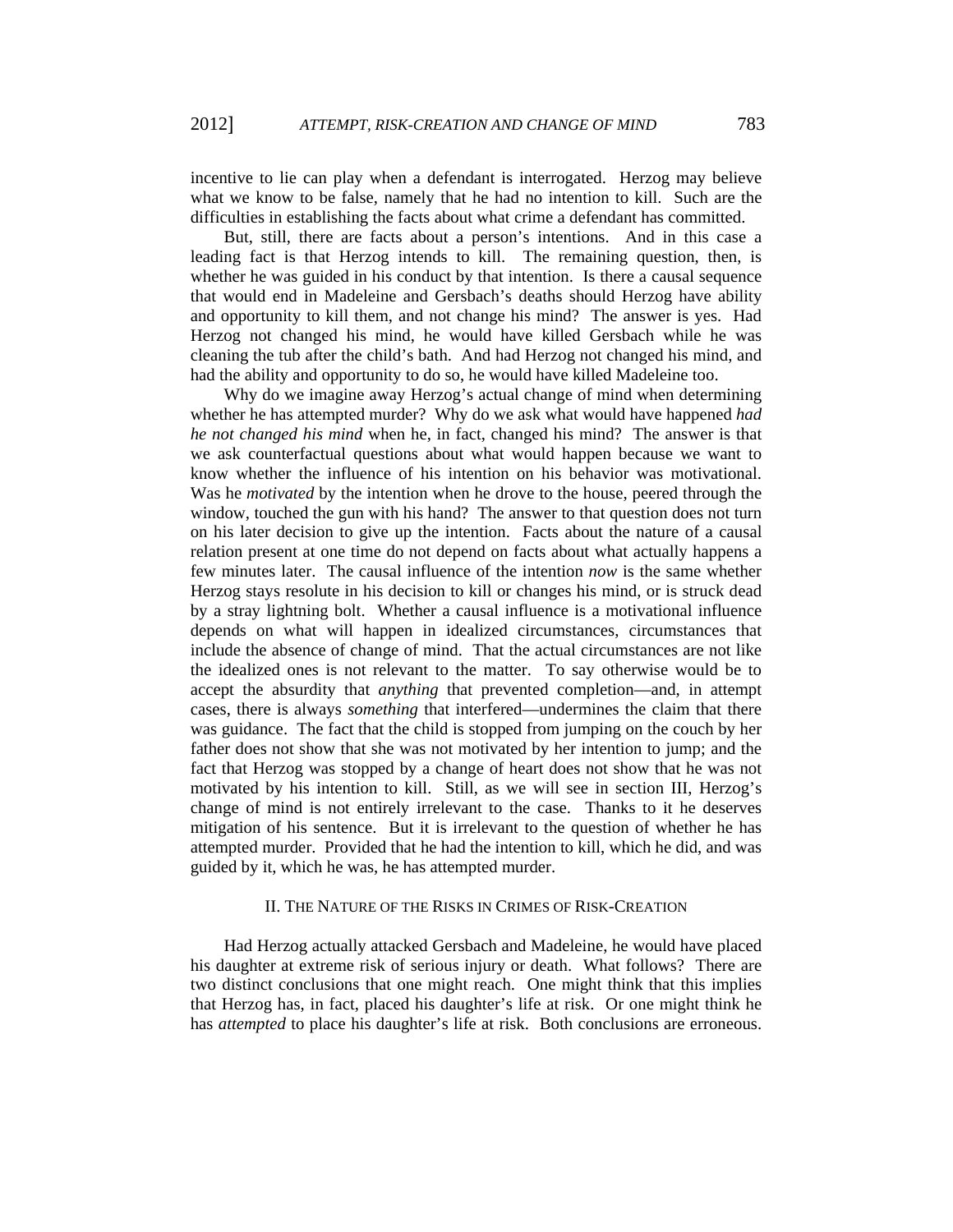incentive to lie can play when a defendant is interrogated. Herzog may believe what we know to be false, namely that he had no intention to kill. Such are the difficulties in establishing the facts about what crime a defendant has committed.

But, still, there are facts about a person's intentions. And in this case a leading fact is that Herzog intends to kill. The remaining question, then, is whether he was guided in his conduct by that intention. Is there a causal sequence that would end in Madeleine and Gersbach's deaths should Herzog have ability and opportunity to kill them, and not change his mind? The answer is yes. Had Herzog not changed his mind, he would have killed Gersbach while he was cleaning the tub after the child's bath. And had Herzog not changed his mind, and had the ability and opportunity to do so, he would have killed Madeleine too.

Why do we imagine away Herzog's actual change of mind when determining whether he has attempted murder? Why do we ask what would have happened *had he not changed his mind* when he, in fact, changed his mind? The answer is that we ask counterfactual questions about what would happen because we want to know whether the influence of his intention on his behavior was motivational. Was he *motivated* by the intention when he drove to the house, peered through the window, touched the gun with his hand? The answer to that question does not turn on his later decision to give up the intention. Facts about the nature of a causal relation present at one time do not depend on facts about what actually happens a few minutes later. The causal influence of the intention *now* is the same whether Herzog stays resolute in his decision to kill or changes his mind, or is struck dead by a stray lightning bolt. Whether a causal influence is a motivational influence depends on what will happen in idealized circumstances, circumstances that include the absence of change of mind. That the actual circumstances are not like the idealized ones is not relevant to the matter. To say otherwise would be to accept the absurdity that *anything* that prevented completion—and, in attempt cases, there is always *something* that interfered—undermines the claim that there was guidance. The fact that the child is stopped from jumping on the couch by her father does not show that she was not motivated by her intention to jump; and the fact that Herzog was stopped by a change of heart does not show that he was not motivated by his intention to kill. Still, as we will see in section III, Herzog's change of mind is not entirely irrelevant to the case. Thanks to it he deserves mitigation of his sentence. But it is irrelevant to the question of whether he has attempted murder. Provided that he had the intention to kill, which he did, and was guided by it, which he was, he has attempted murder.

## II. The Nature of the Risks in Crimes of Risk-Creation

Had Herzog actually attacked Gersbach and Madeleine, he would have placed his daughter at extreme risk of serious injury or death. What follows? There are two distinct conclusions that one might reach. One might think that this implies that Herzog has, in fact, placed his daughter's life at risk. Or one might think he has *attempted* to place his daughter's life at risk. Both conclusions are erroneous.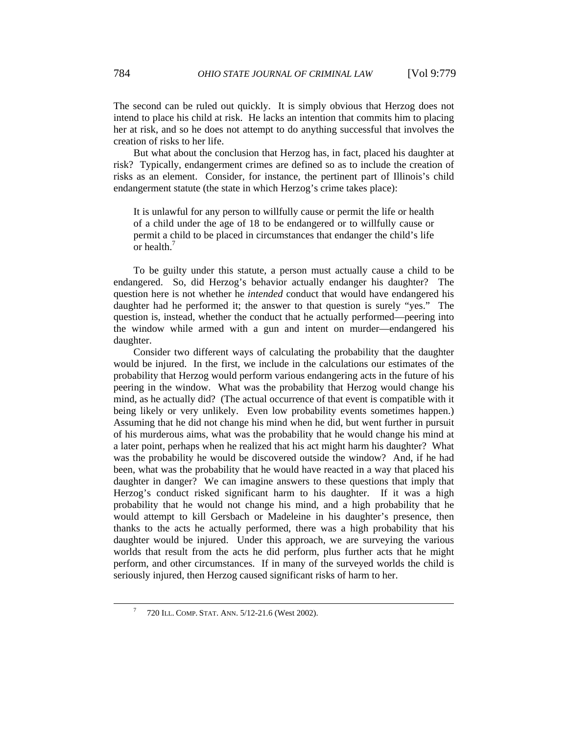The second can be ruled out quickly. It is simply obvious that Herzog does not intend to place his child at risk. He lacks an intention that commits him to placing her at risk, and so he does not attempt to do anything successful that involves the creation of risks to her life.

But what about the conclusion that Herzog has, in fact, placed his daughter at risk? Typically, endangerment crimes are defined so as to include the creation of risks as an element. Consider, for instance, the pertinent part of Illinois's child endangerment statute (the state in which Herzog's crime takes place):

> It is unlawful for any person to willfully cause or permit the life or health of a child under the age of 18 to be endangered or to willfully cause or permit a child to be placed in circumstances that endanger the child's life or health.[7]

To be guilty under this statute, a person must actually cause a child to be endangered. So, did Herzog's behavior actually endanger his daughter? The question here is not whether he *intended* conduct that would have endangered his daughter had he performed it; the answer to that question is surely "yes." The question is, instead, whether the conduct that he actually performed—peering into the window while armed with a gun and intent on murder—endangered his daughter.

Consider two different ways of calculating the probability that the daughter would be injured. In the first, we include in the calculations our estimates of the probability that Herzog would perform various endangering acts in the future of his peering in the window. What was the probability that Herzog would change his mind, as he actually did? (The actual occurrence of that event is compatible with it being likely or very unlikely. Even low probability events sometimes happen.) Assuming that he did not change his mind when he did, but went further in pursuit of his murderous aims, what was the probability that he would change his mind at a later point, perhaps when he realized that his act might harm his daughter? What was the probability he would be discovered outside the window? And, if he had been, what was the probability that he would have reacted in a way that placed his daughter in danger? We can imagine answers to these questions that imply that Herzog's conduct risked significant harm to his daughter. If it was a high probability that he would not change his mind, and a high probability that he would attempt to kill Gersbach or Madeleine in his daughter's presence, then thanks to the acts he actually performed, there was a high probability that his daughter would be injured. Under this approach, we are surveying the various worlds that result from the acts he did perform, plus further acts that he might perform, and other circumstances. If in many of the surveyed worlds the child is seriously injured, then Herzog caused significant risks of harm to her.

---

[7] 720 ILL. COMP. STAT. ANN. 5/12-21.6 (West 2002).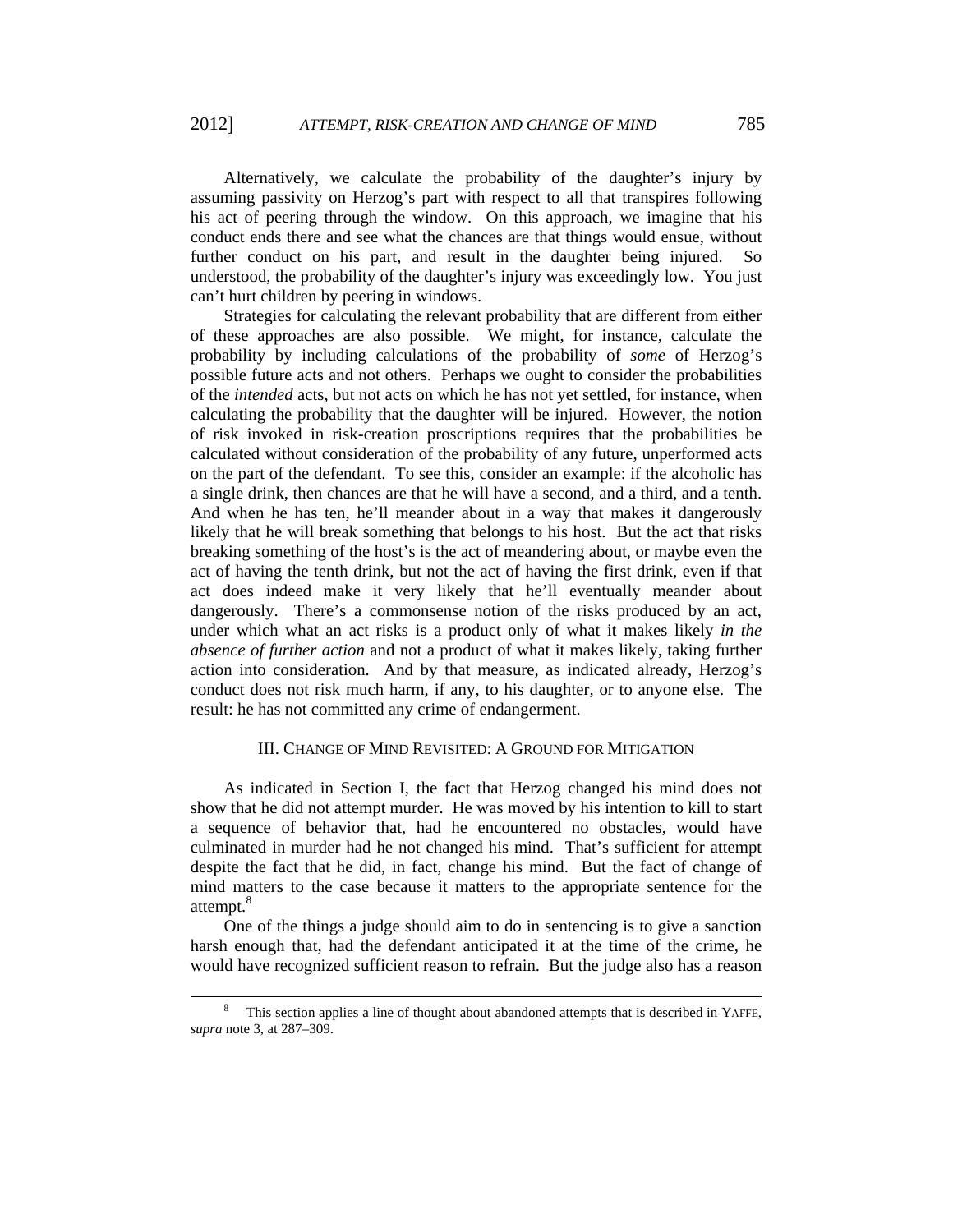Alternatively, we calculate the probability of the daughter's injury by assuming passivity on Herzog's part with respect to all that transpires following his act of peering through the window. On this approach, we imagine that his conduct ends there and see what the chances are that things would ensue, without further conduct on his part, and result in the daughter being injured. So understood, the probability of the daughter's injury was exceedingly low. You just can't hurt children by peering in windows.

Strategies for calculating the relevant probability that are different from either of these approaches are also possible. We might, for instance, calculate the probability by including calculations of the probability of *some* of Herzog's possible future acts and not others. Perhaps we ought to consider the probabilities of the *intended* acts, but not acts on which he has not yet settled, for instance, when calculating the probability that the daughter will be injured. However, the notion of risk invoked in risk-creation proscriptions requires that the probabilities be calculated without consideration of the probability of any future, unperformed acts on the part of the defendant. To see this, consider an example: if the alcoholic has a single drink, then chances are that he will have a second, and a third, and a tenth. And when he has ten, he'll meander about in a way that makes it dangerously likely that he will break something that belongs to his host. But the act that risks breaking something of the host's is the act of meandering about, or maybe even the act of having the tenth drink, but not the act of having the first drink, even if that act does indeed make it very likely that he'll eventually meander about dangerously. There's a commonsense notion of the risks produced by an act, under which what an act risks is a product only of what it makes likely *in the absence of further action* and not a product of what it makes likely, taking further action into consideration. And by that measure, as indicated already, Herzog's conduct does not risk much harm, if any, to his daughter, or to anyone else. The result: he has not committed any crime of endangerment.

## III. Change of Mind Revisited: A Ground for Mitigation

As indicated in Section I, the fact that Herzog changed his mind does not show that he did not attempt murder. He was moved by his intention to kill to start a sequence of behavior that, had he encountered no obstacles, would have culminated in murder had he not changed his mind. That's sufficient for attempt despite the fact that he did, in fact, change his mind. But the fact of change of mind matters to the case because it matters to the appropriate sentence for the attempt.[8]

One of the things a judge should aim to do in sentencing is to give a sanction harsh enough that, had the defendant anticipated it at the time of the crime, he would have recognized sufficient reason to refrain. But the judge also has a reason

---

[8] This section applies a line of thought about abandoned attempts that is described in YAFFE, *supra* note 3, at 287–309.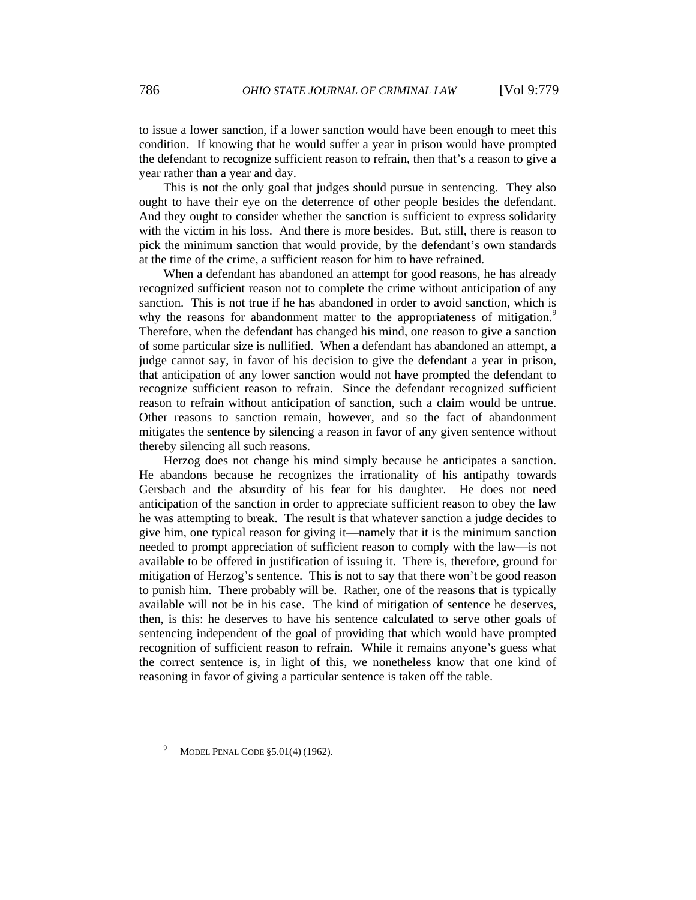to issue a lower sanction, if a lower sanction would have been enough to meet this condition. If knowing that he would suffer a year in prison would have prompted the defendant to recognize sufficient reason to refrain, then that's a reason to give a year rather than a year and day.

This is not the only goal that judges should pursue in sentencing. They also ought to have their eye on the deterrence of other people besides the defendant. And they ought to consider whether the sanction is sufficient to express solidarity with the victim in his loss. And there is more besides. But, still, there is reason to pick the minimum sanction that would provide, by the defendant's own standards at the time of the crime, a sufficient reason for him to have refrained.

When a defendant has abandoned an attempt for good reasons, he has already recognized sufficient reason not to complete the crime without anticipation of any sanction. This is not true if he has abandoned in order to avoid sanction, which is why the reasons for abandonment matter to the appropriateness of mitigation.[9] Therefore, when the defendant has changed his mind, one reason to give a sanction of some particular size is nullified. When a defendant has abandoned an attempt, a judge cannot say, in favor of his decision to give the defendant a year in prison, that anticipation of any lower sanction would not have prompted the defendant to recognize sufficient reason to refrain. Since the defendant recognized sufficient reason to refrain without anticipation of sanction, such a claim would be untrue. Other reasons to sanction remain, however, and so the fact of abandonment mitigates the sentence by silencing a reason in favor of any given sentence without thereby silencing all such reasons.

Herzog does not change his mind simply because he anticipates a sanction. He abandons because he recognizes the irrationality of his antipathy towards Gersbach and the absurdity of his fear for his daughter. He does not need anticipation of the sanction in order to appreciate sufficient reason to obey the law he was attempting to break. The result is that whatever sanction a judge decides to give him, one typical reason for giving it—namely that it is the minimum sanction needed to prompt appreciation of sufficient reason to comply with the law—is not available to be offered in justification of issuing it. There is, therefore, ground for mitigation of Herzog's sentence. This is not to say that there won't be good reason to punish him. There probably will be. Rather, one of the reasons that is typically available will not be in his case. The kind of mitigation of sentence he deserves, then, is this: he deserves to have his sentence calculated to serve other goals of sentencing independent of the goal of providing that which would have prompted recognition of sufficient reason to refrain. While it remains anyone's guess what the correct sentence is, in light of this, we nonetheless know that one kind of reasoning in favor of giving a particular sentence is taken off the table.

---

[9] MODEL PENAL CODE §5.01(4) (1962).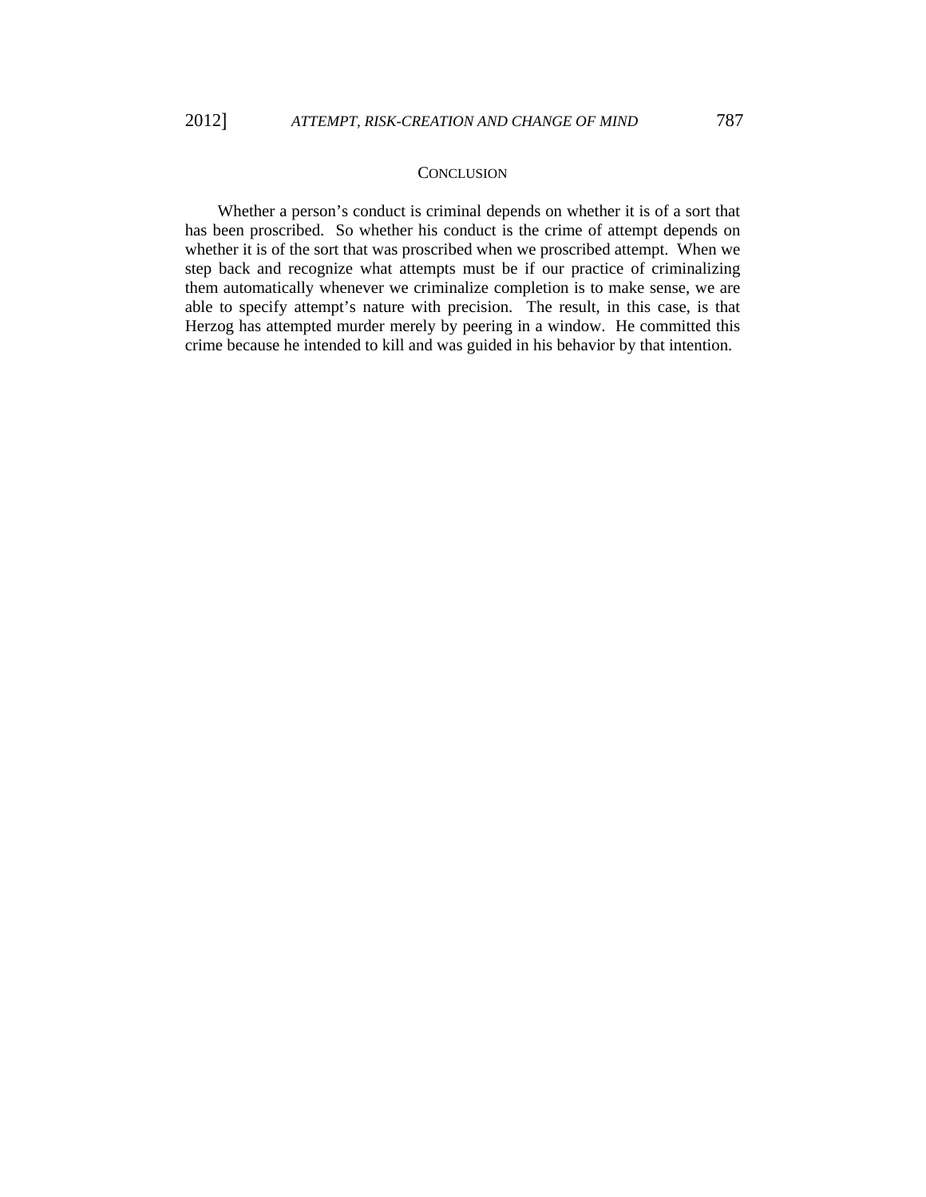## Conclusion

Whether a person's conduct is criminal depends on whether it is of a sort that has been proscribed. So whether his conduct is the crime of attempt depends on whether it is of the sort that was proscribed when we proscribed attempt. When we step back and recognize what attempts must be if our practice of criminalizing them automatically whenever we criminalize completion is to make sense, we are able to specify attempt's nature with precision. The result, in this case, is that Herzog has attempted murder merely by peering in a window. He committed this crime because he intended to kill and was guided in his behavior by that intention.